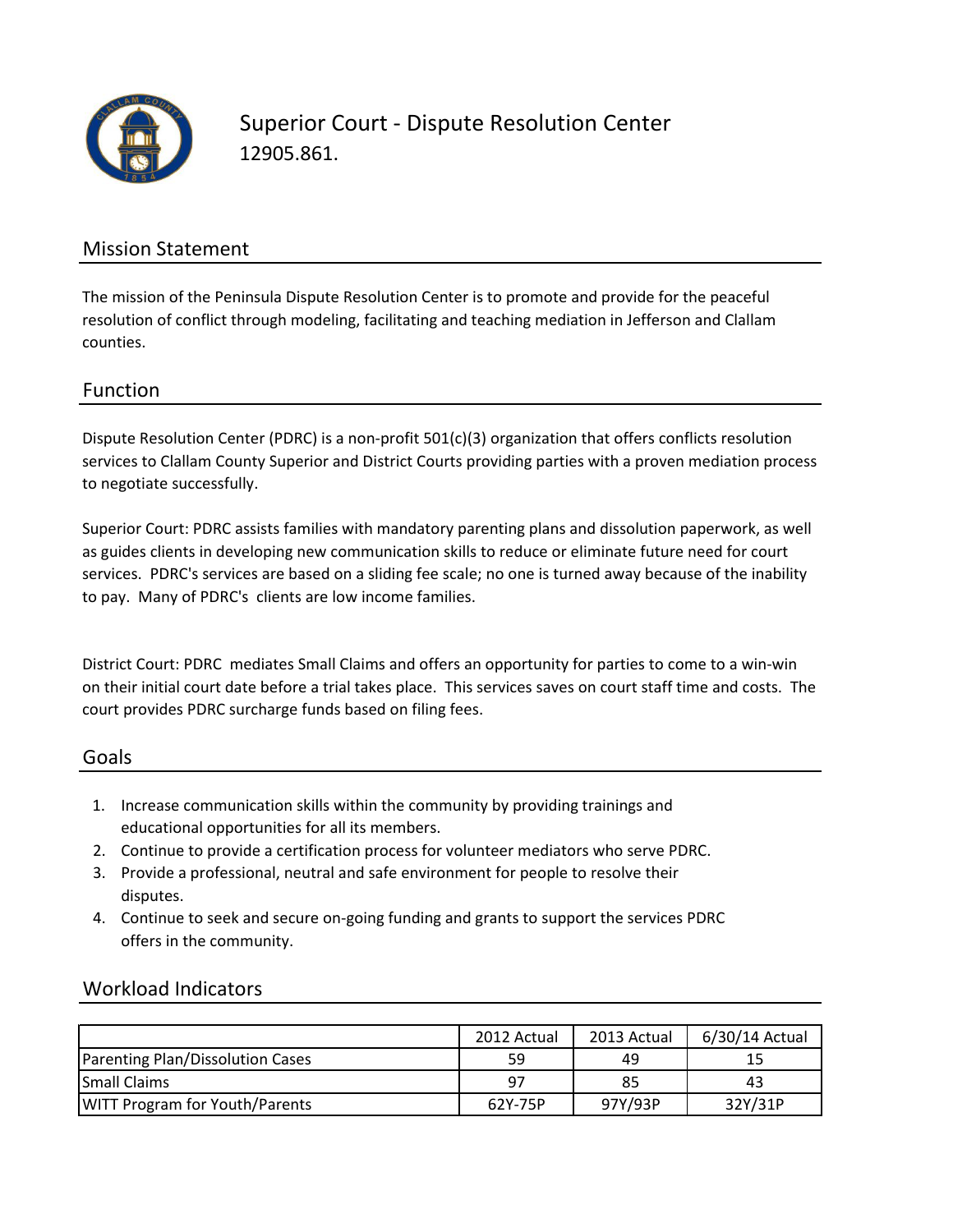# Superior Court - Dispute Resolution Center

12905.861.

## Mission Statement

The mission of the Peninsula Dispute Resolution Center is to promote and provide for the peaceful resolution of conflict through modeling, facilitating and teaching mediation in Jefferson and Clallam counties.

## Function

Dispute Resolution Center (PDRC) is a non-profit 501(c)(3) organization that offers conflicts resolution services to Clallam County Superior and District Courts providing parties with a proven mediation process to negotiate successfully.

Superior Court: PDRC assists families with mandatory parenting plans and dissolution paperwork, as well as guides clients in developing new communication skills to reduce or eliminate future need for court services. PDRC's services are based on a sliding fee scale; no one is turned away because of the inability to pay. Many of PDRC's clients are low income families.

District Court: PDRC mediates Small Claims and offers an opportunity for parties to come to a win-win on their initial court date before a trial takes place. This services saves on court staff time and costs. The court provides PDRC surcharge funds based on filing fees.

## Goals

1. Increase communication skills within the community by providing trainings and educational opportunities for all its members.
2. Continue to provide a certification process for volunteer mediators who serve PDRC.
3. Provide a professional, neutral and safe environment for people to resolve their disputes.
4. Continue to seek and secure on-going funding and grants to support the services PDRC offers in the community.

## Workload Indicators

| | 2012 Actual | 2013 Actual | 6/30/14 Actual |
|---|---|---|---|
| Parenting Plan/Dissolution Cases | 59 | 49 | 15 |
| Small Claims | 97 | 85 | 43 |
| WITT Program for Youth/Parents | 62Y-75P | 97Y/93P | 32Y/31P |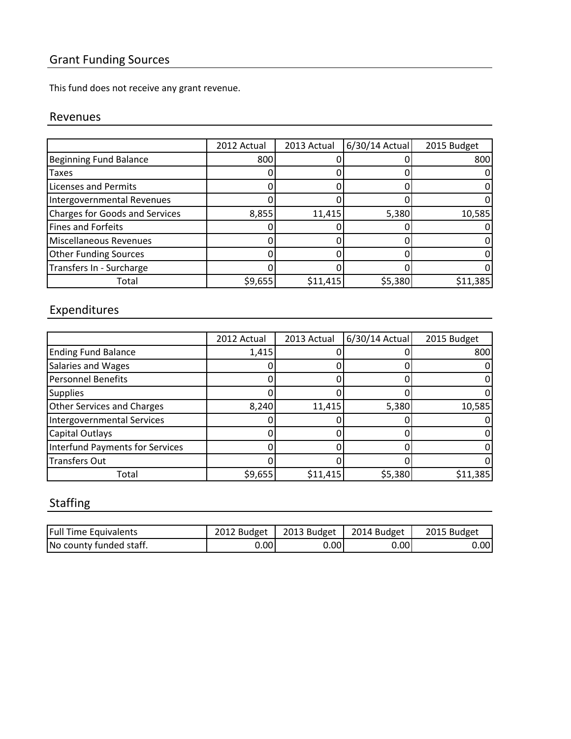## Grant Funding Sources

This fund does not receive any grant revenue.

## Revenues

| | 2012 Actual | 2013 Actual | 6/30/14 Actual | 2015 Budget |
|---|---|---|---|---|
| Beginning Fund Balance | 800 | 0 | 0 | 800 |
| Taxes | 0 | 0 | 0 | 0 |
| Licenses and Permits | 0 | 0 | 0 | 0 |
| Intergovernmental Revenues | 0 | 0 | 0 | 0 |
| Charges for Goods and Services | 8,855 | 11,415 | 5,380 | 10,585 |
| Fines and Forfeits | 0 | 0 | 0 | 0 |
| Miscellaneous Revenues | 0 | 0 | 0 | 0 |
| Other Funding Sources | 0 | 0 | 0 | 0 |
| Transfers In - Surcharge | 0 | 0 | 0 | 0 |
| Total | $9,655 | $11,415 | $5,380 | $11,385 |

## Expenditures

| | 2012 Actual | 2013 Actual | 6/30/14 Actual | 2015 Budget |
|---|---|---|---|---|
| Ending Fund Balance | 1,415 | 0 | 0 | 800 |
| Salaries and Wages | 0 | 0 | 0 | 0 |
| Personnel Benefits | 0 | 0 | 0 | 0 |
| Supplies | 0 | 0 | 0 | 0 |
| Other Services and Charges | 8,240 | 11,415 | 5,380 | 10,585 |
| Intergovernmental Services | 0 | 0 | 0 | 0 |
| Capital Outlays | 0 | 0 | 0 | 0 |
| Interfund Payments for Services | 0 | 0 | 0 | 0 |
| Transfers Out | 0 | 0 | 0 | 0 |
| Total | $9,655 | $11,415 | $5,380 | $11,385 |

## Staffing

| Full Time Equivalents | 2012 Budget | 2013 Budget | 2014 Budget | 2015 Budget |
|---|---|---|---|---|
| No county funded staff. | 0.00 | 0.00 | 0.00 | 0.00 |